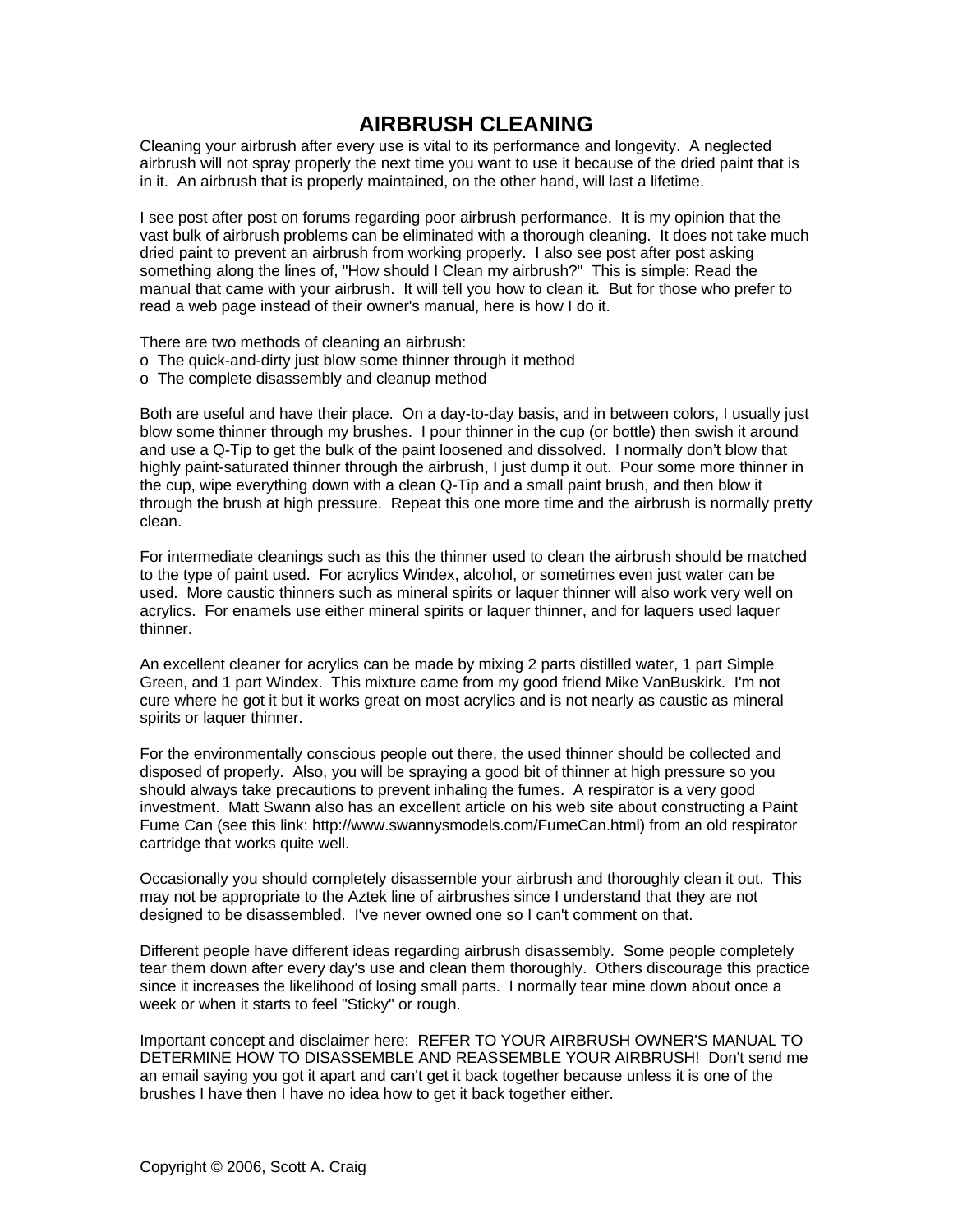# AIRBRUSH CLEANING

Cleaning your airbrush after every use is vital to its performance and longevity. A neglected airbrush will not spray properly the next time you want to use it because of the dried paint that is in it. An airbrush that is properly maintained, on the other hand, will last a lifetime.

I see post after post on forums regarding poor airbrush performance. It is my opinion that the vast bulk of airbrush problems can be eliminated with a thorough cleaning. It does not take much dried paint to prevent an airbrush from working properly. I also see post after post asking something along the lines of, "How should I Clean my airbrush?" This is simple: Read the manual that came with your airbrush. It will tell you how to clean it. But for those who prefer to read a web page instead of their owner's manual, here is how I do it.

There are two methods of cleaning an airbrush:

- The quick-and-dirty just blow some thinner through it method
- The complete disassembly and cleanup method

Both are useful and have their place. On a day-to-day basis, and in between colors, I usually just blow some thinner through my brushes. I pour thinner in the cup (or bottle) then swish it around and use a Q-Tip to get the bulk of the paint loosened and dissolved. I normally don't blow that highly paint-saturated thinner through the airbrush, I just dump it out. Pour some more thinner in the cup, wipe everything down with a clean Q-Tip and a small paint brush, and then blow it through the brush at high pressure. Repeat this one more time and the airbrush is normally pretty clean.

For intermediate cleanings such as this the thinner used to clean the airbrush should be matched to the type of paint used. For acrylics Windex, alcohol, or sometimes even just water can be used. More caustic thinners such as mineral spirits or laquer thinner will also work very well on acrylics. For enamels use either mineral spirits or laquer thinner, and for laquers used laquer thinner.

An excellent cleaner for acrylics can be made by mixing 2 parts distilled water, 1 part Simple Green, and 1 part Windex. This mixture came from my good friend Mike VanBuskirk. I'm not cure where he got it but it works great on most acrylics and is not nearly as caustic as mineral spirits or laquer thinner.

For the environmentally conscious people out there, the used thinner should be collected and disposed of properly. Also, you will be spraying a good bit of thinner at high pressure so you should always take precautions to prevent inhaling the fumes. A respirator is a very good investment. Matt Swann also has an excellent article on his web site about constructing a Paint Fume Can (see this link: http://www.swannysmodels.com/FumeCan.html) from an old respirator cartridge that works quite well.

Occasionally you should completely disassemble your airbrush and thoroughly clean it out. This may not be appropriate to the Aztek line of airbrushes since I understand that they are not designed to be disassembled. I've never owned one so I can't comment on that.

Different people have different ideas regarding airbrush disassembly. Some people completely tear them down after every day's use and clean them thoroughly. Others discourage this practice since it increases the likelihood of losing small parts. I normally tear mine down about once a week or when it starts to feel "Sticky" or rough.

Important concept and disclaimer here: REFER TO YOUR AIRBRUSH OWNER'S MANUAL TO DETERMINE HOW TO DISASSEMBLE AND REASSEMBLE YOUR AIRBRUSH! Don't send me an email saying you got it apart and can't get it back together because unless it is one of the brushes I have then I have no idea how to get it back together either.

Copyright © 2006, Scott A. Craig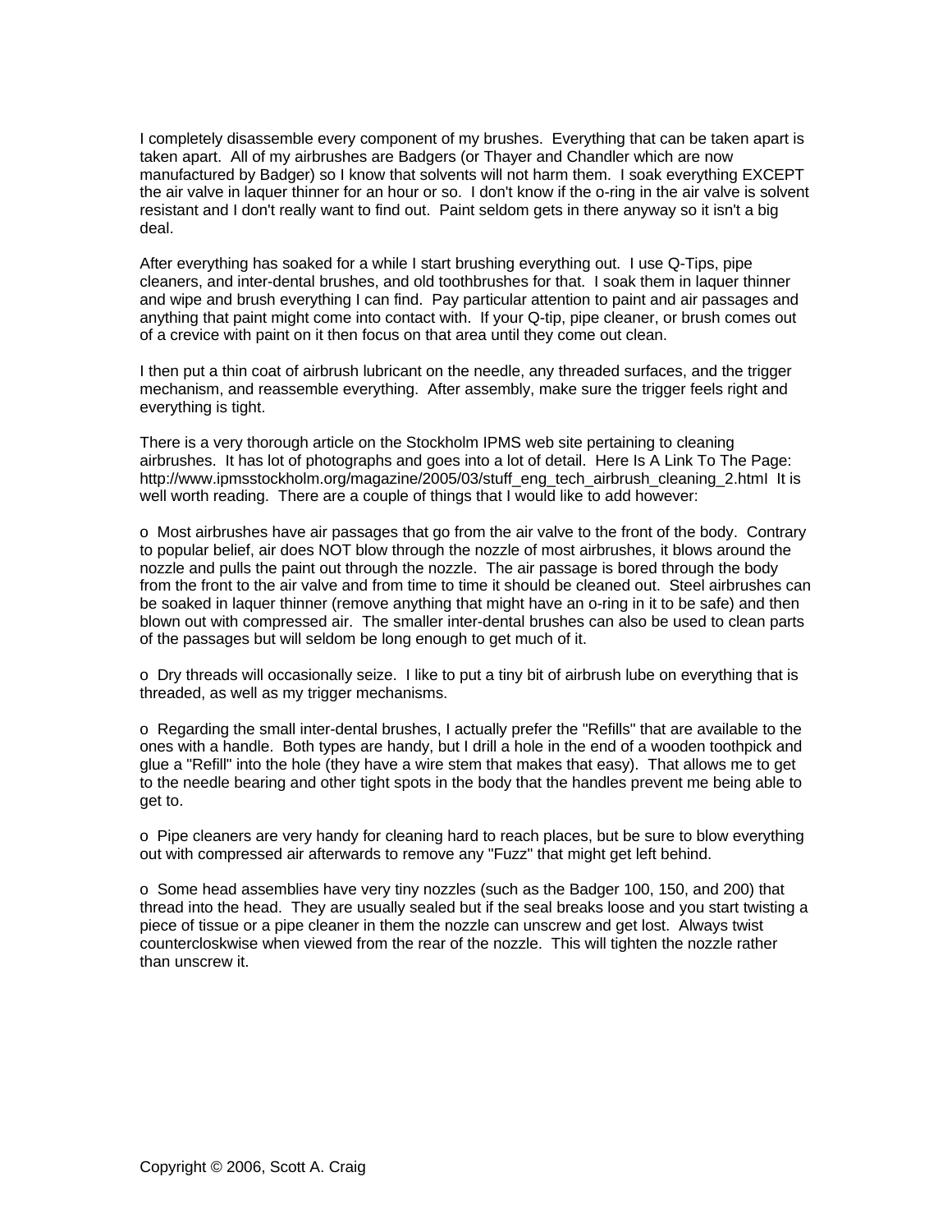I completely disassemble every component of my brushes. Everything that can be taken apart is taken apart. All of my airbrushes are Badgers (or Thayer and Chandler which are now manufactured by Badger) so I know that solvents will not harm them. I soak everything EXCEPT the air valve in laquer thinner for an hour or so. I don't know if the o-ring in the air valve is solvent resistant and I don't really want to find out. Paint seldom gets in there anyway so it isn't a big deal.

After everything has soaked for a while I start brushing everything out. I use Q-Tips, pipe cleaners, and inter-dental brushes, and old toothbrushes for that. I soak them in laquer thinner and wipe and brush everything I can find. Pay particular attention to paint and air passages and anything that paint might come into contact with. If your Q-tip, pipe cleaner, or brush comes out of a crevice with paint on it then focus on that area until they come out clean.

I then put a thin coat of airbrush lubricant on the needle, any threaded surfaces, and the trigger mechanism, and reassemble everything. After assembly, make sure the trigger feels right and everything is tight.

There is a very thorough article on the Stockholm IPMS web site pertaining to cleaning airbrushes. It has lot of photographs and goes into a lot of detail. Here Is A Link To The Page: http://www.ipmsstockholm.org/magazine/2005/03/stuff_eng_tech_airbrush_cleaning_2.htmI It is well worth reading. There are a couple of things that I would like to add however:

- Most airbrushes have air passages that go from the air valve to the front of the body. Contrary to popular belief, air does NOT blow through the nozzle of most airbrushes, it blows around the nozzle and pulls the paint out through the nozzle. The air passage is bored through the body from the front to the air valve and from time to time it should be cleaned out. Steel airbrushes can be soaked in laquer thinner (remove anything that might have an o-ring in it to be safe) and then blown out with compressed air. The smaller inter-dental brushes can also be used to clean parts of the passages but will seldom be long enough to get much of it.

- Dry threads will occasionally seize. I like to put a tiny bit of airbrush lube on everything that is threaded, as well as my trigger mechanisms.

- Regarding the small inter-dental brushes, I actually prefer the "Refills" that are available to the ones with a handle. Both types are handy, but I drill a hole in the end of a wooden toothpick and glue a "Refill" into the hole (they have a wire stem that makes that easy). That allows me to get to the needle bearing and other tight spots in the body that the handles prevent me being able to get to.

- Pipe cleaners are very handy for cleaning hard to reach places, but be sure to blow everything out with compressed air afterwards to remove any "Fuzz" that might get left behind.

- Some head assemblies have very tiny nozzles (such as the Badger 100, 150, and 200) that thread into the head. They are usually sealed but if the seal breaks loose and you start twisting a piece of tissue or a pipe cleaner in them the nozzle can unscrew and get lost. Always twist countercloskwise when viewed from the rear of the nozzle. This will tighten the nozzle rather than unscrew it.

Copyright © 2006, Scott A. Craig